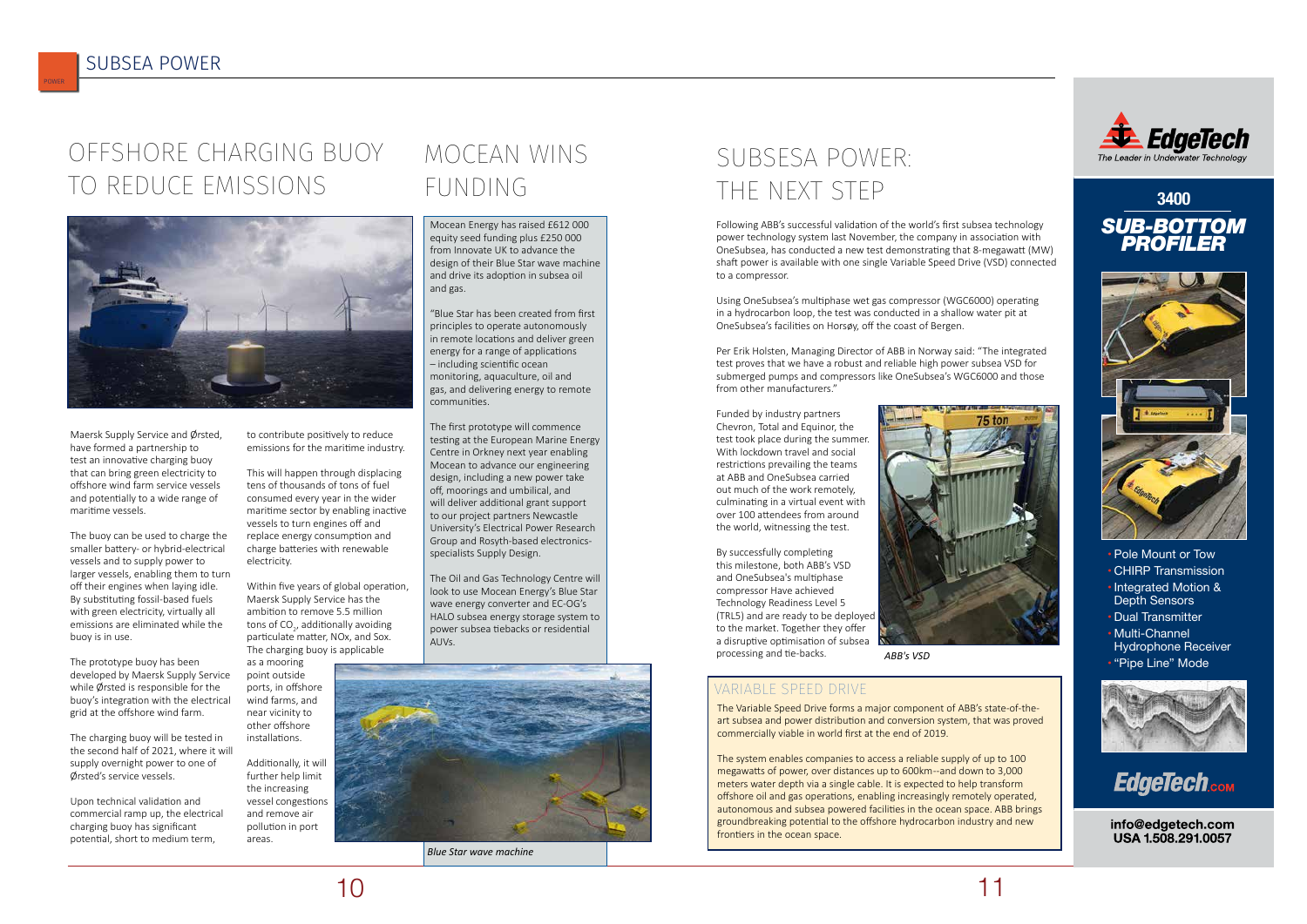# OFFSHORE CHARGING BUOY TO REDUCE EMISSIONS

Maersk Supply Service and Ørsted, have formed a partnership to test an innovative charging buoy that can bring green electricity to offshore wind farm service vessels and potentially to a wide range of maritime vessels.

The buoy can be used to charge the smaller battery- or hybrid-electrical vessels and to supply power to larger vessels, enabling them to turn off their engines when laying idle. By substituting fossil-based fuels with green electricity, virtually all emissions are eliminated while the buoy is in use.

The prototype buoy has been developed by Maersk Supply Service while Ørsted is responsible for the buoy's integration with the electrical grid at the offshore wind farm.

The charging buoy will be tested in the second half of 2021, where it will supply overnight power to one of Ørsted's service vessels.

Upon technical validation and commercial ramp up, the electrical charging buoy has significant potential, short to medium term, to contribute positively to reduce emissions for the maritime industry.

This will happen through displacing tens of thousands of tons of fuel consumed every year in the wider maritime sector by enabling inactive vessels to turn engines off and replace energy consumption and charge batteries with renewable electricity.

Within five years of global operation, Maersk Supply Service has the ambition to remove 5.5 million tons of $CO_2$, additionally avoiding particulate matter, NOx, and Sox. The charging buoy is applicable as a mooring point outside ports, in offshore wind farms, and near vicinity to other offshore installations.

Additionally, it will further help limit the increasing vessel congestions and remove air pollution in port areas.

# MOCEAN WINS FUNDING

Mocean Energy has raised £612 000 equity seed funding plus £250 000 from Innovate UK to advance the design of their Blue Star wave machine and drive its adoption in subsea oil and gas.

"Blue Star has been created from first principles to operate autonomously in remote locations and deliver green energy for a range of applications – including scientific ocean monitoring, aquaculture, oil and gas, and delivering energy to remote communities.

The first prototype will commence testing at the European Marine Energy Centre in Orkney next year enabling Mocean to advance our engineering design, including a new power take off, moorings and umbilical, and will deliver additional grant support to our project partners Newcastle University's Electrical Power Research Group and Rosyth-based electronics-specialists Supply Design.

The Oil and Gas Technology Centre will look to use Mocean Energy's Blue Star wave energy converter and EC-OG's HALO subsea energy storage system to power subsea tiebacks or residential AUVs.

*Blue Star wave machine*

# SUBSESA POWER: THE NEXT STEP

Following ABB's successful validation of the world's first subsea technology power technology system last November, the company in association with OneSubsea, has conducted a new test demonstrating that 8-megawatt (MW) shaft power is available with one single Variable Speed Drive (VSD) connected to a compressor.

Using OneSubsea's multiphase wet gas compressor (WGC6000) operating in a hydrocarbon loop, the test was conducted in a shallow water pit at OneSubsea's facilities on Horsøy, off the coast of Bergen.

Per Erik Holsten, Managing Director of ABB in Norway said: "The integrated test proves that we have a robust and reliable high power subsea VSD for submerged pumps and compressors like OneSubsea's WGC6000 and those from other manufacturers."

Funded by industry partners Chevron, Total and Equinor, the test took place during the summer. With lockdown travel and social restrictions prevailing the teams at ABB and OneSubsea carried out much of the work remotely, culminating in a virtual event with over 100 attendees from around the world, witnessing the test.

By successfully completing this milestone, both ABB's VSD and OneSubsea's multiphase compressor Have achieved Technology Readiness Level 5 (TRL5) and are ready to be deployed to the market. Together they offer a disruptive optimisation of subsea processing and tie-backs.

*ABB's VSD*

## VARIABLE SPEED DRIVE

The Variable Speed Drive forms a major component of ABB's state-of-the-art subsea and power distribution and conversion system, that was proved commercially viable in world first at the end of 2019.

The system enables companies to access a reliable supply of up to 100 megawatts of power, over distances up to 600km--and down to 3,000 meters water depth via a single cable. It is expected to help transform offshore oil and gas operations, enabling increasingly remotely operated, autonomous and subsea powered facilities in the ocean space. ABB brings groundbreaking potential to the offshore hydrocarbon industry and new frontiers in the ocean space.

---

**EdgeTech** The Leader in Underwater Technology

**3400 SUB-BOTTOM PROFILER**

- Pole Mount or Tow
- CHIRP Transmission
- Integrated Motion & Depth Sensors
- Dual Transmitter
- Multi-Channel Hydrophone Receiver
- "Pipe Line" Mode

EdgeTech.com

info@edgetech.com
USA 1.508.291.0057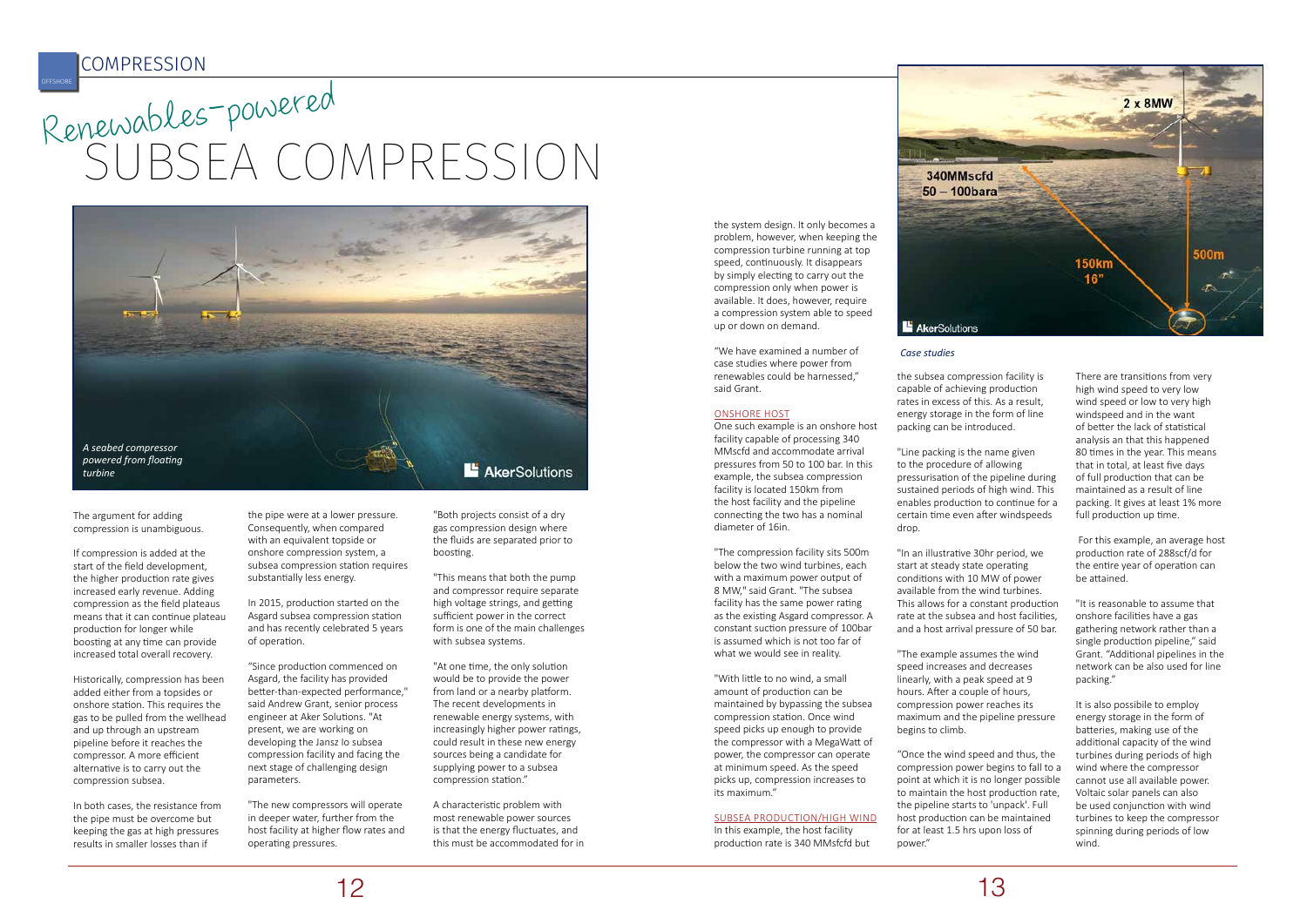# Renewables-powered SUBSEA COMPRESSION

*A seabed compressor powered from floating turbine*

The argument for adding compression is unambiguous.

If compression is added at the start of the field development, the higher production rate gives increased early revenue. Adding compression as the field plateaus means that it can continue plateau production for longer while boosting at any time can provide increased total overall recovery.

Historically, compression has been added either from a topsides or onshore station. This requires the gas to be pulled from the wellhead and up through an upstream pipeline before it reaches the compressor. A more efficient alternative is to carry out the compression subsea.

In both cases, the resistance from the pipe must be overcome but keeping the gas at high pressures results in smaller losses than if the pipe were at a lower pressure. Consequently, when compared with an equivalent topside or onshore compression system, a subsea compression station requires substantially less energy.

In 2015, production started on the Asgard subsea compression station and has recently celebrated 5 years of operation.

"Since production commenced on Asgard, the facility has provided better-than-expected performance," said Andrew Grant, senior process engineer at Aker Solutions. "At present, we are working on developing the Jansz Io subsea compression facility and facing the next stage of challenging design parameters.

"The new compressors will operate in deeper water, further from the host facility at higher flow rates and operating pressures.

"Both projects consist of a dry gas compression design where the fluids are separated prior to boosting.

"This means that both the pump and compressor require separate high voltage strings, and getting sufficient power in the correct form is one of the main challenges with subsea systems.

"At one time, the only solution would be to provide the power from land or a nearby platform. The recent developments in renewable energy systems, with increasingly higher power ratings, could result in these new energy sources being a candidate for supplying power to a subsea compression station."

A characteristic problem with most renewable power sources is that the energy fluctuates, and this must be accommodated for in the system design. It only becomes a problem, however, when keeping the compression turbine running at top speed, continuously. It disappears by simply electing to carry out the compression only when power is available. It does, however, require a compression system able to speed up or down on demand.

"We have examined a number of case studies where power from renewables could be harnessed," said Grant.

## ONSHORE HOST

One such example is an onshore host facility capable of processing 340 MMscfd and accommodate arrival pressures from 50 to 100 bar. In this example, the subsea compression facility is located 150km from the host facility and the pipeline connecting the two has a nominal diameter of 16in.

"The compression facility sits 500m below the two wind turbines, each with a maximum power output of 8 MW," said Grant. "The subsea facility has the same power rating as the existing Asgard compressor. A constant suction pressure of 100bar is assumed which is not too far of what we would see in reality.

"With little to no wind, a small amount of production can be maintained by bypassing the subsea compression station. Once wind speed picks up enough to provide the compressor with a MegaWatt of power, the compressor can operate at minimum speed. As the speed picks up, compression increases to its maximum."

## SUBSEA PRODUCTION/HIGH WIND

In this example, the host facility production rate is 340 MMsfcfd but the subsea compression facility is capable of achieving production rates in excess of this. As a result, energy storage in the form of line packing can be introduced.

"Line packing is the name given to the procedure of allowing pressurisation of the pipeline during sustained periods of high wind. This enables production to continue for a certain time even after windspeeds drop.

"In an illustrative 30hr period, we start at steady state operating conditions with 10 MW of power available from the wind turbines. This allows for a constant production rate at the subsea and host facilities, and a host arrival pressure of 50 bar.

"The example assumes the wind speed increases and decreases linearly, with a peak speed at 9 hours. After a couple of hours, compression power reaches its maximum and the pipeline pressure begins to climb.

"Once the wind speed and thus, the compression power begins to fall to a point at which it is no longer possible to maintain the host production rate, the pipeline starts to 'unpack'. Full host production can be maintained for at least 1.5 hrs upon loss of power."

There are transitions from very high wind speed to very low wind speed or low to very high windspeed and in the want of better the lack of statistical analysis an that this happened 80 times in the year. This means that in total, at least five days of full production that can be maintained as a result of line packing. It gives at least 1% more full production up time.

For this example, an average host production rate of 288scf/d for the entire year of operation can be attained.

"It is reasonable to assume that onshore facilities have a gas gathering network rather than a single production pipeline," said Grant. "Additional pipelines in the network can be also used for line packing."

It is also possibile to employ energy storage in the form of batteries, making use of the additional capacity of the wind turbines during periods of high wind where the compressor cannot use all available power. Voltaic solar panels can also be used conjunction with wind turbines to keep the compressor spinning during periods of low wind.

2 x 8MW

340MMscfd
50 – 100bara

150km
16"

500m

*Case studies*